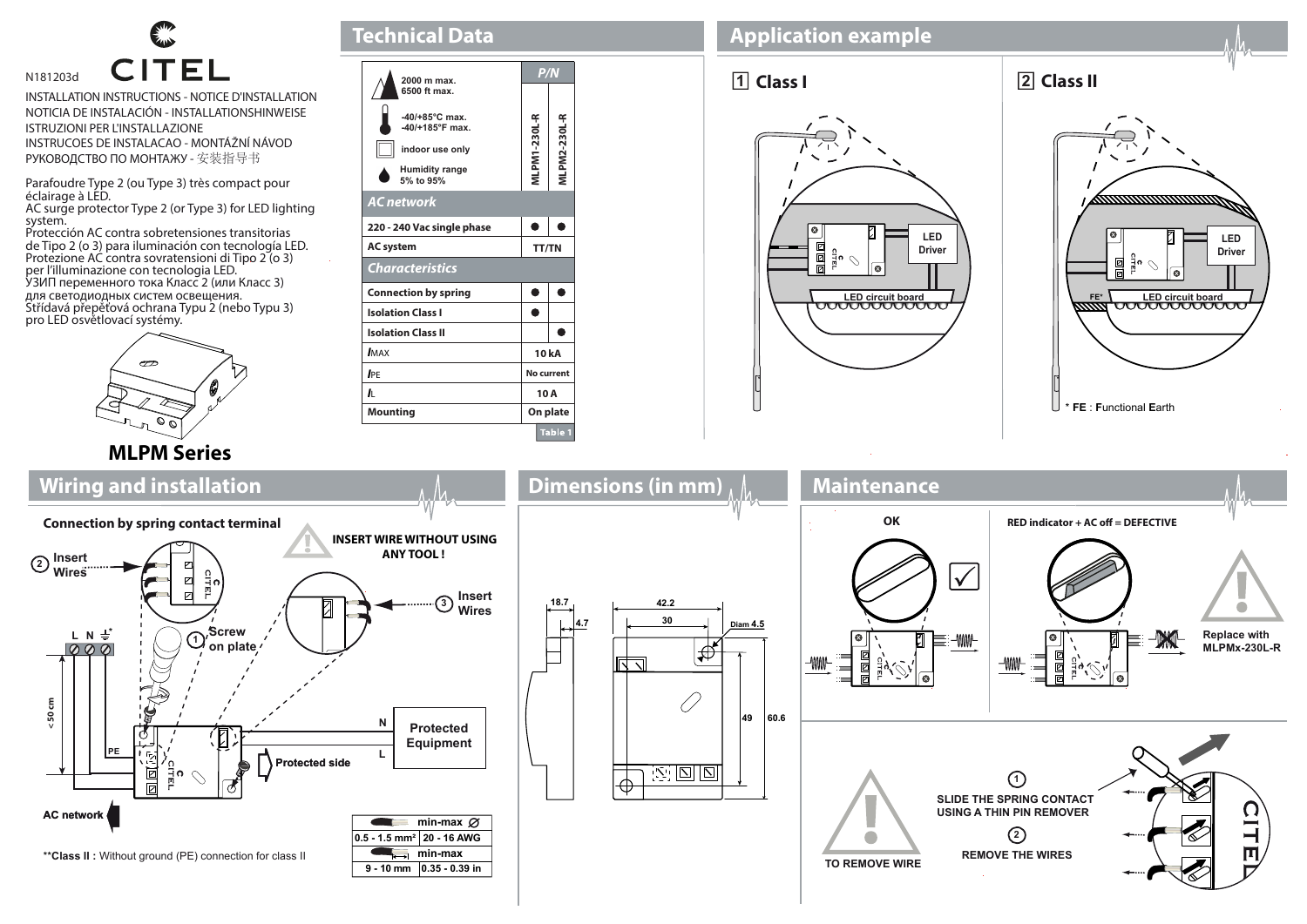N181203d

CITEL

INSTALLATION INSTRUCTIONS - NOTICE D'INSTALLATION
NOTICIA DE INSTALACIÓN - INSTALLATIONSHINWEISE
ISTRUZIONI PER L'INSTALLAZIONE
INSTRUCOES DE INSTALACAO - MONTÁŽNÍ NÁVOD
РУКОВОДСТВО ПО МОНТАЖУ - 安装指导书

Parafoudre Type 2 (ou Type 3) très compact pour éclairage à LED.
AC surge protector Type 2 (or Type 3) for LED lighting system.
Protección AC contra sobretensiones transitorias de Tipo 2 (o 3) para iluminación con tecnología LED.
Protezione AC contro sovratensioni di Tipo 2 (o 3) per l'illuminazione con tecnologia LED.
УЗИП переменного тока Класс 2 (или Класс 3) для светодиодных систем освещения.
Střídavá přepěťová ochrana Typu 2 (nebo Typu 3) pro LED osvětlovací systémy.

**MLPM Series**

## Technical Data

| | P/N | |
|---|---|---|
| 2000 m max. 6500 ft max. -40/+85°C max. -40/+185°F max. indoor use only Humidity range 5% to 95% | MLPM1-230L-R | MLPM2-230L-R |
| ***AC network*** | | |
| 220 - 240 Vac single phase | ● | ● |
| AC system | TT/TN | |
| ***Characteristics*** | | |
| Connection by spring | ● | ● |
| Isolation Class I | ● | |
| Isolation Class II | | ● |
| $I_{MAX}$ | 10 kA | |
| $I_{PE}$ | No current | |
| $I_L$ | 10 A | |
| Mounting | On plate | |

Table 1

## Application example

1 **Class I**

LED Driver

LED circuit board

2 **Class II**

LED Driver

FE* LED circuit board

* **FE** : **F**unctional **E**arth

## Wiring and installation

**Connection by spring contact terminal**

**INSERT WIRE WITHOUT USING ANY TOOL !**

1 Screw on plate

2 Insert Wires

3 Insert Wires

L N ⏚*

< 50 cm

PE

N L

Protected Equipment

Protected side

AC network

| min-max ∅ | |
|---|---|
| 0.5 - 1.5 mm² | 20 - 16 AWG |
| **min-max** | |
| 9 - 10 mm | 0.35 - 0.39 in |

***Class II :** Without ground (PE) connection for class II

## Dimensions (in mm)

18.7 · 4.7 · 42.2 · 30 · Diam 4.5 · 49 · 60.6

## Maintenance

**OK**

**RED indicator + AC off = DEFECTIVE**

**Replace with MLPMx-230L-R**

**TO REMOVE WIRE**

1 **SLIDE THE SPRING CONTACT USING A THIN PIN REMOVER**

2 **REMOVE THE WIRES**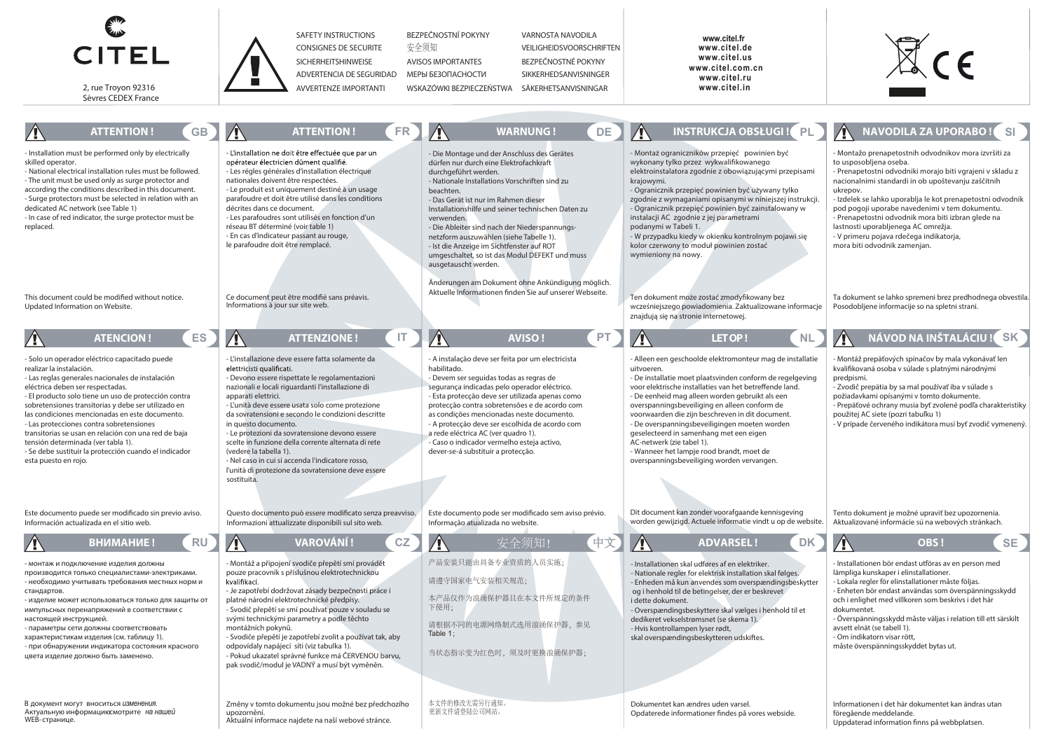CITEL

2, rue Troyon 92316
Sèvres CEDEX France

SAFETY INSTRUCTIONS
CONSIGNES DE SECURITE
SICHERHEITSHINWEISE
ADVERTENCIA DE SEGURIDAD
AVVERTENZE IMPORTANTI

BEZPEČNOSTNÍ POKYNY
安全须知
AVISOS IMPORTANTES
МЕРЫ БЕЗОПАСНОСТИ
WSKAZÓWKI BEZPIECZEŃSTWA

VARNOSTA NAVODILA
VEILIGHEIDSVOORSCHRIFTEN
BEZPEČNOSTNÉ POKYNY
SIKKERHEDSANVISNINGER
SÄKERHETSANVISNINGAR

www.citel.fr
www.citel.de
www.citel.us
www.citel.com.cn
www.citel.ru
www.citel.in

## ATTENTION ! GB

- Installation must be performed only by electrically skilled operator.
- National electrical installation rules must be followed.
- The unit must be used only as surge protector and according the conditions described in this document.
- Surge protectors must be selected in relation with an dedicated AC network (see Table 1)
- In case of red indicator, the surge protector must be replaced.

This document could be modified without notice.
Updated Information on Website.

## ATTENTION ! FR

- L'installation ne doit être effectuée que par un opérateur électricien dûment qualifié.
- Les régles générales d'installation électrique nationales doivent être respectées.
- Le produit est uniquement destiné à un usage parafoudre et doit être utilisé dans les conditions décrites dans ce document.
- Les parafoudres sont utilisés en fonction d'un réseau BT déterminé (voir table 1)
- En cas d'indicateur passant au rouge, le parafoudre doit être remplacé.

Ce document peut être modifié sans préavis.
Informations à jour sur site web.

## WARNUNG ! DE

- Die Montage und der Anschluss des Gerätes dürfen nur durch eine Elektrofachkraft durchgeführt werden.
- Nationale Installations Vorschriften sind zu beachten.
- Das Gerät ist nur im Rahmen dieser Installationshilfe und seiner technischen Daten zu verwenden.
- Die Ableiter sind nach der Niederspannungs-netzform auszuwählen (siehe Tabelle 1).
- Ist die Anzeige im Sichtfenster auf ROT umgeschaltet, so ist das Modul DEFEKT und muss ausgetauscht werden.

Änderungen am Dokument ohne Ankündigung möglich.
Aktuelle Informationen finden Sie auf unserer Webseite.

## INSTRUKCJA OBSŁUGI ! PL

- Montaż ograniczników przepięć powinien być wykonany tylko przez wykwalifikowanego elektroinstalatora zgodnie z obowiązującymi przepisami krajowymi.
- Ogranicznik przepięć powinien być używany tylko zgodnie z wymaganiami opisanymi w niniejszej instrukcji.
- Ogranicznik przepięć powinien być zainstalowany w instalacji AC zgodnie z jej parametrami podanymi w Tabeli 1.
- W przypadku kiedy w okienku kontrolnym pojawi się kolor czerwony to moduł powinien zostać wymieniony na nowy.

Ten dokument może zostać zmodyfikowany bez wcześniejszego powiadomienia. Zaktualizowane informacje znajdują się na stronie internetowej.

## NAVODILA ZA UPORABO ! SI

- Montažo prenapetostnih odvodnikov mora izvršiti za to usposobljena oseba.
- Prenapetostni odvodniki morajo biti vgrajeni v skladu z nacionalnimi standardi in ob upoštevanju zaščitnih ukrepov.
- Izdelek se lahko uporablja le kot prenapetostni odvodnik pod pogoji uporabe navedenimi v tem dokumentu.
- Prenapetostni odvodnik mora biti izbran glede na lastnosti uporabljenega AC omrežja.
- V primeru pojava rdečega indikatorja, mora biti odvodnik zamenjan.

Ta dokument se lahko spremeni brez predhodnega obvestila.
Posodobljene informacije so na spletni strani.

## ATENCION ! ES

- Solo un operador eléctrico capacitado puede realizar la instalación.
- Las reglas generales nacionales de instalación eléctrica deben ser respetadas.
- El producto solo tiene un uso de protección contra sobretensiones transitorias y debe ser utilizado en las condiciones mencionadas en este documento.
- Las protecciones contra sobretensiones transitorias se usan en relación con una red de baja tensión determinada (ver tabla 1).
- Se debe sustituir la protección cuando el indicador esta puesto en rojo.

Este documento puede ser modificado sin previo aviso.
Información actualizada en el sitio web.

## ATTENZIONE ! IT

- L'installazione deve essere fatta solamente da elettricisti qualificati.
- Devono essere rispettate le regolamentazioni nazionali e locali riguardanti l'installazione di apparati elettrici.
- L'unità deve essere usata solo come protezione da sovratensioni e secondo le condizioni descritte in questo documento.
- Le protezioni da sovratensione devono essere scelte in funzione della corrente alternata di rete (vedere la tabella 1).
- Nel caso in cui si accenda l'indicatore rosso, l'unità di protezione da sovratensione deve essere sostituita.

Questo documento può essere modificato senza preavviso.
Informazioni attualizzate disponibili sul sito web.

## AVISO ! PT

- A instalação deve ser feita por um electricista habilitado.
- Devem ser seguidas todas as regras de segurança indicadas pelo operador eléctrico.
- Esta protecção deve ser utilizada apenas como protecção contra sobretensões e de acordo com as condições mencionadas neste documento.
- A protecção deve ser escolhida de acordo com a rede eléctrica AC (ver quadro 1).
- Caso o indicador vermelho esteja activo, dever-se-á substituir a protecção.

Este documento pode ser modificado sem aviso prévio.
Informação atualizada no website.

## LET OP ! NL

- Alleen een geschoolde elektromonteur mag de installatie uitvoeren.
- De installatie moet plaatsvinden conform de regelgeving voor elektrische installaties van het betreffende land.
- De eenheid mag alleen worden gebruikt als een overspanningsbeveiliging en alleen conform de voorwaarden die zijn beschreven in dit document.
- De overspanningsbeveiligingen moeten worden geselecteerd in samenhang met een eigen AC-netwerk (zie tabel 1).
- Wanneer het lampje rood brandt, moet de overspanningsbeveiliging worden vervangen.

Dit document kan zonder voorafgaande kennisgeving worden gewijzigd. Actuele informatie vindt u op de website.

## NÁVOD NA INŠTALÁCIU ! SK

- Montáž prepäťových spínačov by mala vykonávať len kvalifikovaná osoba v súlade s platnými národnými predpismi.
- Zvodič prepätia by sa mal používať iba v súlade s požiadavkami opísanými v tomto dokumente.
- Prepäťové ochrany musia byť zvolené podľa charakteristiky použitej AC siete (pozri tabuľku 1)
- V prípade červeného indikátora musí byť zvodič vymenený.

Tento dokument je možné upraviť bez upozornenia.
Aktualizované informácie sú na webových stránkach.

## ВНИМАНИЕ ! RU

- монтаж и подключение изделия должны производится только специалистами-электриками.
- необходимо учитывать требования местных норм и стандартов.
- изделие может использоваться только для защиты от импульсных перенапряжений в соответствии с настоящей инструкцией.
- параметры сети должны соответствовать характеристикам изделия (см. таблицу 1).
- при обнаружении индикатора состояния красного цвета изделие должно быть заменено.

В документ могут вноситься *изменения*.
Актуальную информацию смотрите *на нашей* WEB-странице.

## VAROVÁNÍ ! CZ

- Montáž a připojení svodiče přepětí smí provádět pouze pracovník s příslušnou elektrotechnickou kvalifikací.
- Je zapotřebí dodržovat zásady bezpečnosti práce i platné národní elektrotechnické předpisy.
- Svodič přepětí se smí používat pouze v souladu se svými technickými parametry a podle těchto montážních pokynů.
- Svodiče přepětí je zapotřebí zvolit a používat tak, aby odpovídaly napájecí síti (viz tabulka 1).
- Pokud ukazatel správné funkce má ČERVENOU barvu, pak svodič/modul je VADNÝ a musí být vyměněn.

Změny v tomto dokumentu jsou možné bez předchozího upozornění.
Aktuální informace najdete na naší webové stránce.

## 安全须知！ 中文

产品安装只能由具备专业资质的人员实施；

请遵守国家电气安装相关规范；

本产品仅作为浪涌保护器且在本文件所规定的条件下使用；

请根据不同的电源网络制式选用浪涌保护器，参见 Table 1；

当状态指示变为红色时，须及时更换浪涌保护器；

本文件的修改无需另行通知。
更新文件请登陆公司网站。

## ADVARSEL ! DK

- Installationen skal udføres af en elektriker.
- Nationale regler for elektrisk installation skal følges.
- Enheden må kun anvendes som overspændingsbeskytter og i henhold til de betingelser, der er beskrevet i dette dokument.
- Overspændingsbeskyttere skal vælges i henhold til et dedikeret vekselstrømsnet (se skema 1).
- Hvis kontrollampen lyser rødt, skal overspændingsbeskytteren udskiftes.

Dokumentet kan ændres uden varsel.
Opdaterede informationer findes på vores webside.

## OBS ! SE

- Installationen bör endast utföras av en person med lämpliga kunskaper i elinstallationer.
- Lokala regler för elinstallationer måste följas.
- Enheten bör endast användas som överspänningsskydd och i enlighet med villkoren som beskrivs i det här dokumentet.
- Överspänningsskydd måste väljas i relation till ett särskilt avsett elnät (se tabell 1).
- Om indikatorn visar rött, måste överspänningsskyddet bytas ut.

Informationen i det här dokumentet kan ändras utan föregående meddelande.
Uppdaterad information finns på webbplatsen.